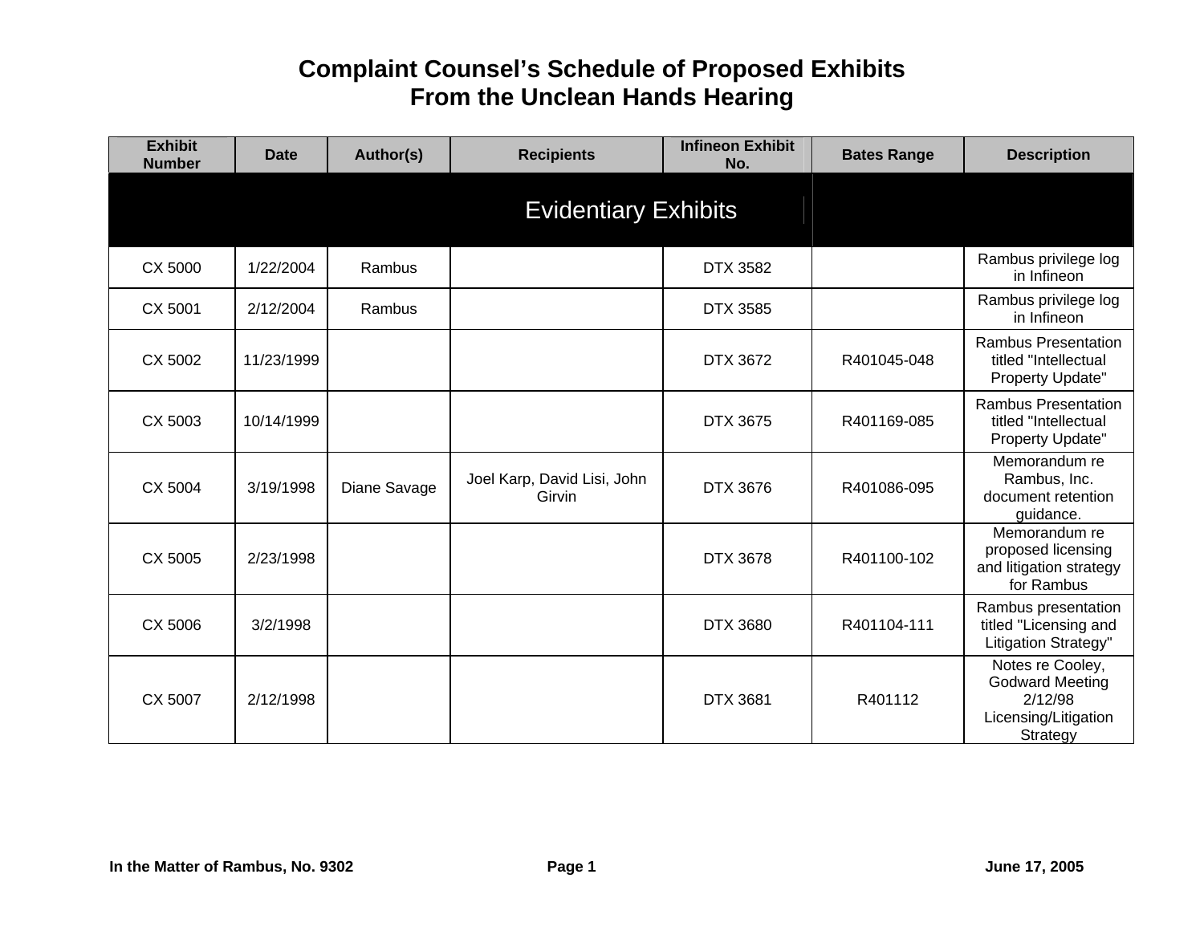# Complaint Counsel's Schedule of Proposed Exhibits From the Unclean Hands Hearing

| Exhibit Number | Date | Author(s) | Recipients | Infineon Exhibit No. | Bates Range | Description |
|---|---|---|---|---|---|---|
| **Evidentiary Exhibits** | | | | | | |
| CX 5000 | 1/22/2004 | Rambus | | DTX 3582 | | Rambus privilege log in Infineon |
| CX 5001 | 2/12/2004 | Rambus | | DTX 3585 | | Rambus privilege log in Infineon |
| CX 5002 | 11/23/1999 | | | DTX 3672 | R401045-048 | Rambus Presentation titled "Intellectual Property Update" |
| CX 5003 | 10/14/1999 | | | DTX 3675 | R401169-085 | Rambus Presentation titled "Intellectual Property Update" |
| CX 5004 | 3/19/1998 | Diane Savage | Joel Karp, David Lisi, John Girvin | DTX 3676 | R401086-095 | Memorandum re Rambus, Inc. document retention guidance. |
| CX 5005 | 2/23/1998 | | | DTX 3678 | R401100-102 | Memorandum re proposed licensing and litigation strategy for Rambus |
| CX 5006 | 3/2/1998 | | | DTX 3680 | R401104-111 | Rambus presentation titled "Licensing and Litigation Strategy" |
| CX 5007 | 2/12/1998 | | | DTX 3681 | R401112 | Notes re Cooley, Godward Meeting 2/12/98 Licensing/Litigation Strategy |

In the Matter of Rambus, No. 9302 — June 17, 2005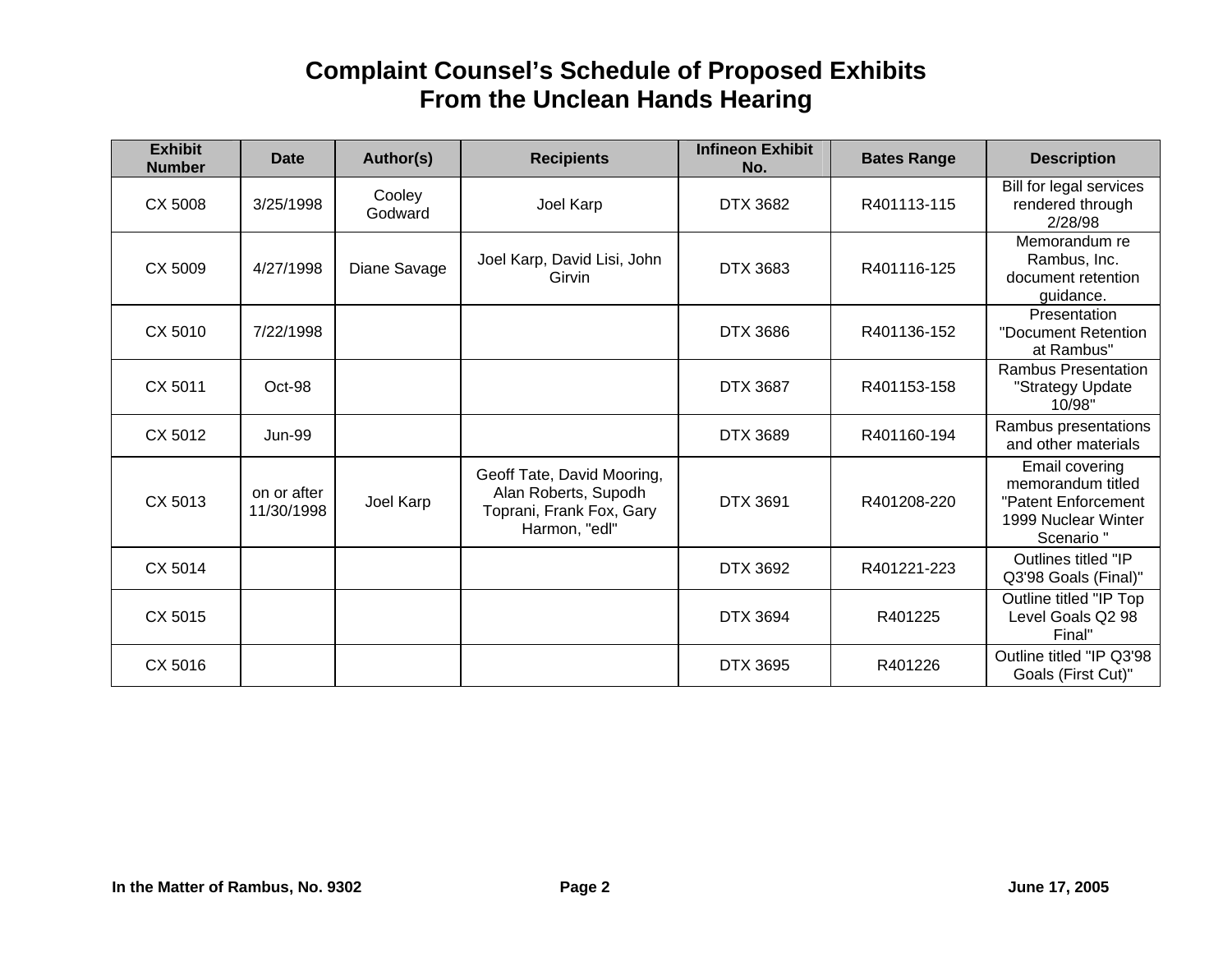# Complaint Counsel's Schedule of Proposed Exhibits From the Unclean Hands Hearing

| Exhibit Number | Date | Author(s) | Recipients | Infineon Exhibit No. | Bates Range | Description |
|---|---|---|---|---|---|---|
| CX 5008 | 3/25/1998 | Cooley Godward | Joel Karp | DTX 3682 | R401113-115 | Bill for legal services rendered through 2/28/98 |
| CX 5009 | 4/27/1998 | Diane Savage | Joel Karp, David Lisi, John Girvin | DTX 3683 | R401116-125 | Memorandum re Rambus, Inc. document retention guidance. |
| CX 5010 | 7/22/1998 | | | DTX 3686 | R401136-152 | Presentation "Document Retention at Rambus" |
| CX 5011 | Oct-98 | | | DTX 3687 | R401153-158 | Rambus Presentation "Strategy Update 10/98" |
| CX 5012 | Jun-99 | | | DTX 3689 | R401160-194 | Rambus presentations and other materials |
| CX 5013 | on or after 11/30/1998 | Joel Karp | Geoff Tate, David Mooring, Alan Roberts, Supodh Toprani, Frank Fox, Gary Harmon, "edl" | DTX 3691 | R401208-220 | Email covering memorandum titled "Patent Enforcement 1999 Nuclear Winter Scenario " |
| CX 5014 | | | | DTX 3692 | R401221-223 | Outlines titled "IP Q3'98 Goals (Final)" |
| CX 5015 | | | | DTX 3694 | R401225 | Outline titled "IP Top Level Goals Q2 98 Final" |
| CX 5016 | | | | DTX 3695 | R401226 | Outline titled "IP Q3'98 Goals (First Cut)" |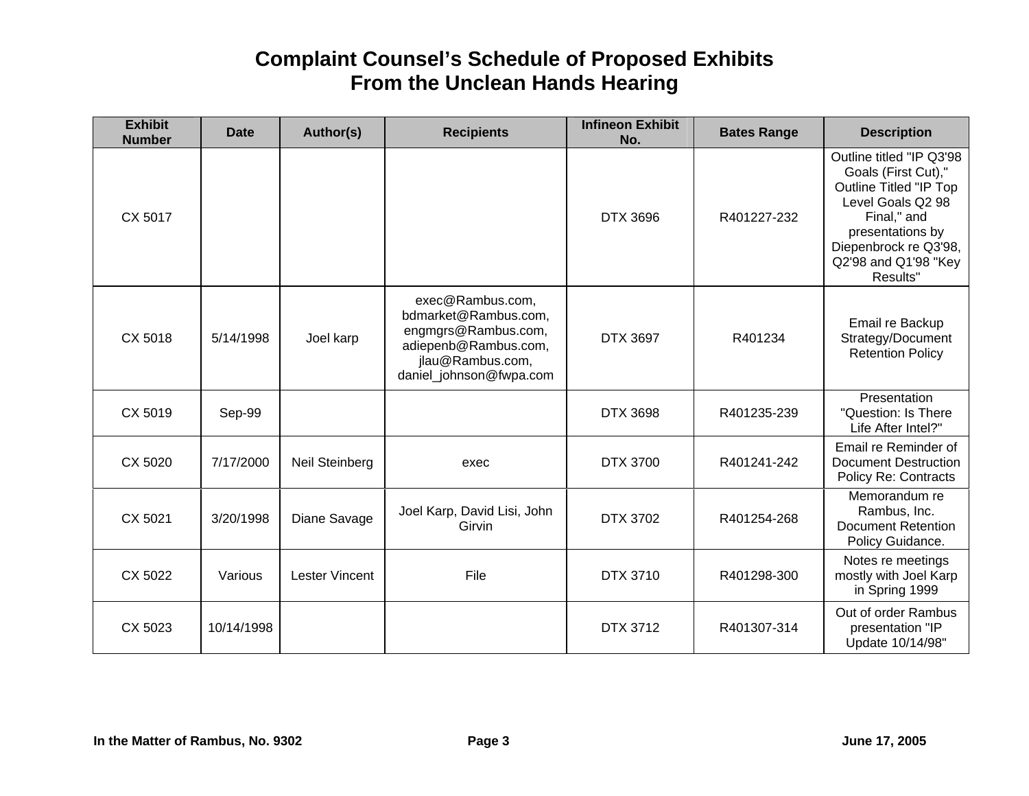# Complaint Counsel's Schedule of Proposed Exhibits From the Unclean Hands Hearing

| Exhibit Number | Date | Author(s) | Recipients | Infineon Exhibit No. | Bates Range | Description |
|---|---|---|---|---|---|---|
| CX 5017 | | | | DTX 3696 | R401227-232 | Outline titled "IP Q3'98 Goals (First Cut)," Outline Titled "IP Top Level Goals Q2 98 Final," and presentations by Diepenbrock re Q3'98, Q2'98 and Q1'98 "Key Results" |
| CX 5018 | 5/14/1998 | Joel karp | exec@Rambus.com, bdmarket@Rambus.com, engmgrs@Rambus.com, adiepenb@Rambus.com, jlau@Rambus.com, daniel_johnson@fwpa.com | DTX 3697 | R401234 | Email re Backup Strategy/Document Retention Policy |
| CX 5019 | Sep-99 | | | DTX 3698 | R401235-239 | Presentation "Question: Is There Life After Intel?" |
| CX 5020 | 7/17/2000 | Neil Steinberg | exec | DTX 3700 | R401241-242 | Email re Reminder of Document Destruction Policy Re: Contracts |
| CX 5021 | 3/20/1998 | Diane Savage | Joel Karp, David Lisi, John Girvin | DTX 3702 | R401254-268 | Memorandum re Rambus, Inc. Document Retention Policy Guidance. |
| CX 5022 | Various | Lester Vincent | File | DTX 3710 | R401298-300 | Notes re meetings mostly with Joel Karp in Spring 1999 |
| CX 5023 | 10/14/1998 | | | DTX 3712 | R401307-314 | Out of order Rambus presentation "IP Update 10/14/98" |

**In the Matter of Rambus, No. 9302** **June 17, 2005**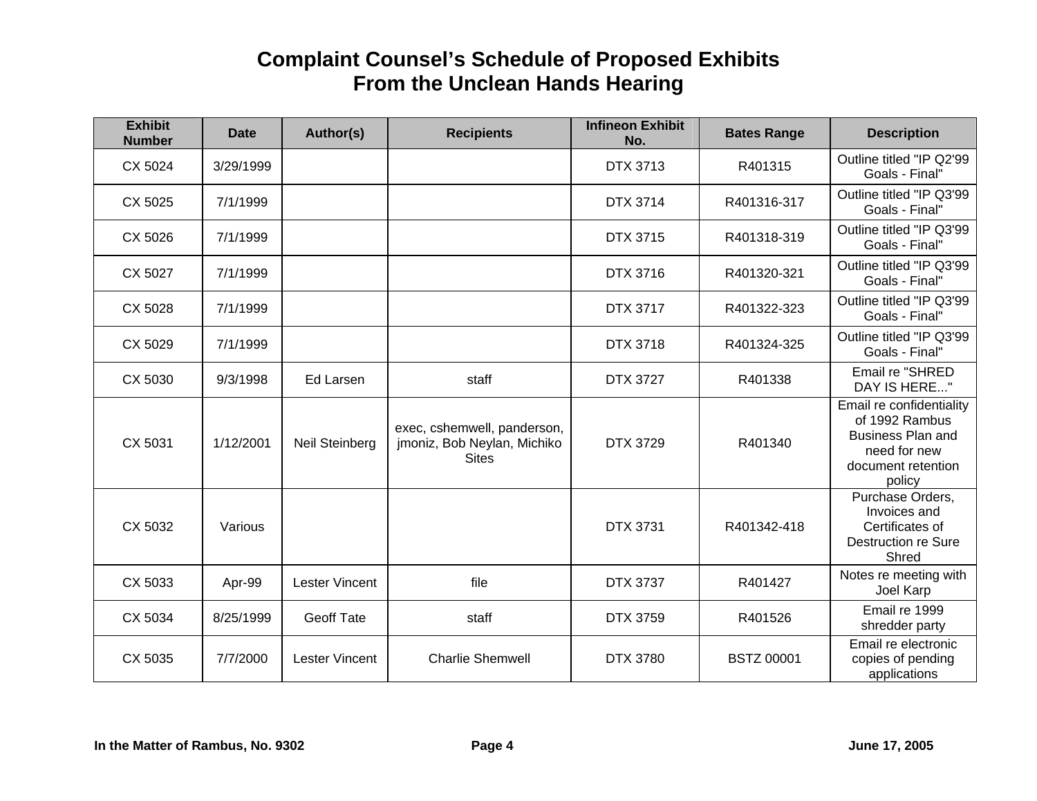# Complaint Counsel's Schedule of Proposed Exhibits From the Unclean Hands Hearing

| Exhibit Number | Date | Author(s) | Recipients | Infineon Exhibit No. | Bates Range | Description |
|---|---|---|---|---|---|---|
| CX 5024 | 3/29/1999 | | | DTX 3713 | R401315 | Outline titled "IP Q2'99 Goals - Final" |
| CX 5025 | 7/1/1999 | | | DTX 3714 | R401316-317 | Outline titled "IP Q3'99 Goals - Final" |
| CX 5026 | 7/1/1999 | | | DTX 3715 | R401318-319 | Outline titled "IP Q3'99 Goals - Final" |
| CX 5027 | 7/1/1999 | | | DTX 3716 | R401320-321 | Outline titled "IP Q3'99 Goals - Final" |
| CX 5028 | 7/1/1999 | | | DTX 3717 | R401322-323 | Outline titled "IP Q3'99 Goals - Final" |
| CX 5029 | 7/1/1999 | | | DTX 3718 | R401324-325 | Outline titled "IP Q3'99 Goals - Final" |
| CX 5030 | 9/3/1998 | Ed Larsen | staff | DTX 3727 | R401338 | Email re "SHRED DAY IS HERE..." |
| CX 5031 | 1/12/2001 | Neil Steinberg | exec, cshemwell, panderson, jmoniz, Bob Neylan, Michiko Sites | DTX 3729 | R401340 | Email re confidentiality of 1992 Rambus Business Plan and need for new document retention policy |
| CX 5032 | Various | | | DTX 3731 | R401342-418 | Purchase Orders, Invoices and Certificates of Destruction re Sure Shred |
| CX 5033 | Apr-99 | Lester Vincent | file | DTX 3737 | R401427 | Notes re meeting with Joel Karp |
| CX 5034 | 8/25/1999 | Geoff Tate | staff | DTX 3759 | R401526 | Email re 1999 shredder party |
| CX 5035 | 7/7/2000 | Lester Vincent | Charlie Shemwell | DTX 3780 | BSTZ 00001 | Email re electronic copies of pending applications |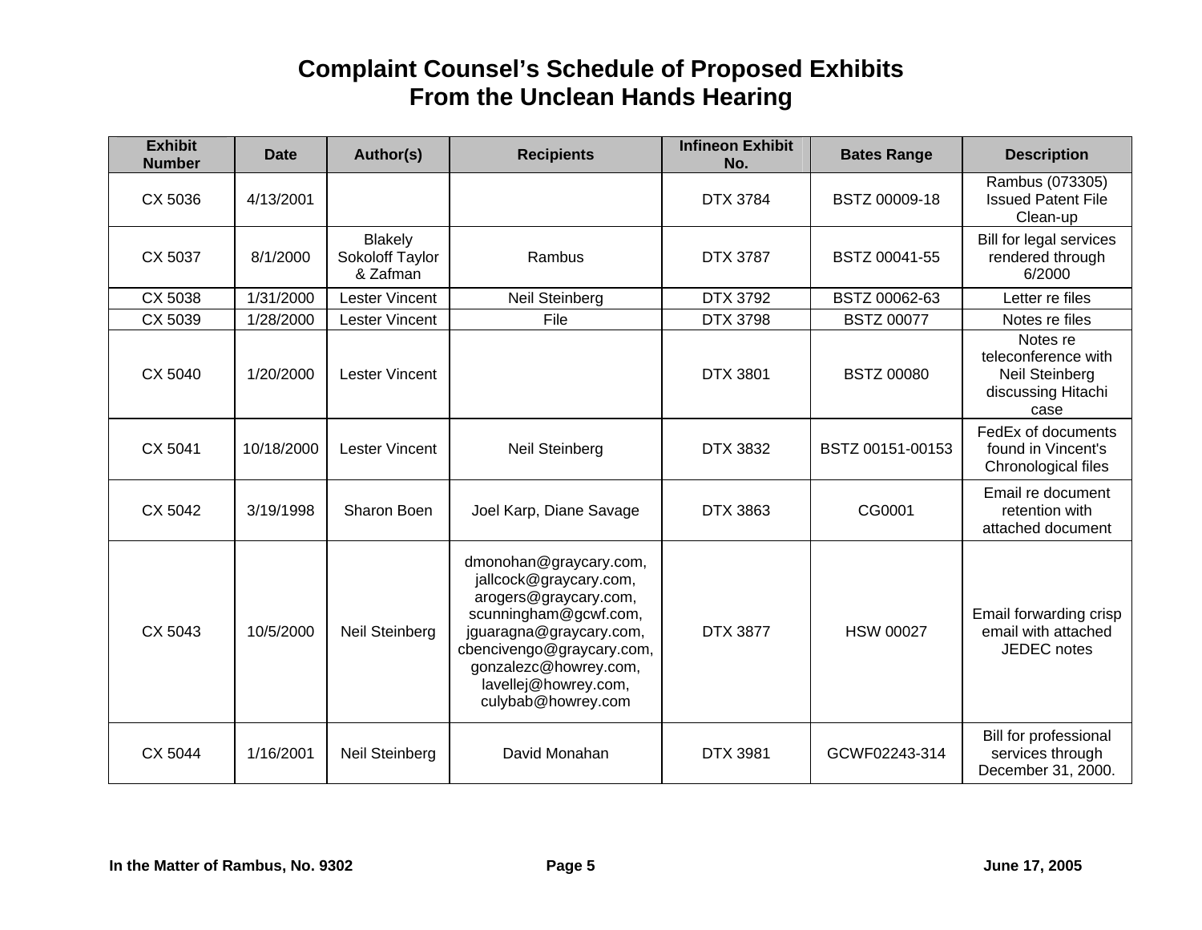# Complaint Counsel's Schedule of Proposed Exhibits From the Unclean Hands Hearing

| Exhibit Number | Date | Author(s) | Recipients | Infineon Exhibit No. | Bates Range | Description |
|---|---|---|---|---|---|---|
| CX 5036 | 4/13/2001 | | | DTX 3784 | BSTZ 00009-18 | Rambus (073305) Issued Patent File Clean-up |
| CX 5037 | 8/1/2000 | Blakely Sokoloff Taylor & Zafman | Rambus | DTX 3787 | BSTZ 00041-55 | Bill for legal services rendered through 6/2000 |
| CX 5038 | 1/31/2000 | Lester Vincent | Neil Steinberg | DTX 3792 | BSTZ 00062-63 | Letter re files |
| CX 5039 | 1/28/2000 | Lester Vincent | File | DTX 3798 | BSTZ 00077 | Notes re files |
| CX 5040 | 1/20/2000 | Lester Vincent | | DTX 3801 | BSTZ 00080 | Notes re teleconference with Neil Steinberg discussing Hitachi case |
| CX 5041 | 10/18/2000 | Lester Vincent | Neil Steinberg | DTX 3832 | BSTZ 00151-00153 | FedEx of documents found in Vincent's Chronological files |
| CX 5042 | 3/19/1998 | Sharon Boen | Joel Karp, Diane Savage | DTX 3863 | CG0001 | Email re document retention with attached document |
| CX 5043 | 10/5/2000 | Neil Steinberg | dmonohan@graycary.com, jallcock@graycary.com, arogers@graycary.com, scunningham@gcwf.com, jguaragna@graycary.com, cbencivengo@graycary.com, gonzalezc@howrey.com, lavellej@howrey.com, culybab@howrey.com | DTX 3877 | HSW 00027 | Email forwarding crisp email with attached JEDEC notes |
| CX 5044 | 1/16/2001 | Neil Steinberg | David Monahan | DTX 3981 | GCWF02243-314 | Bill for professional services through December 31, 2000. |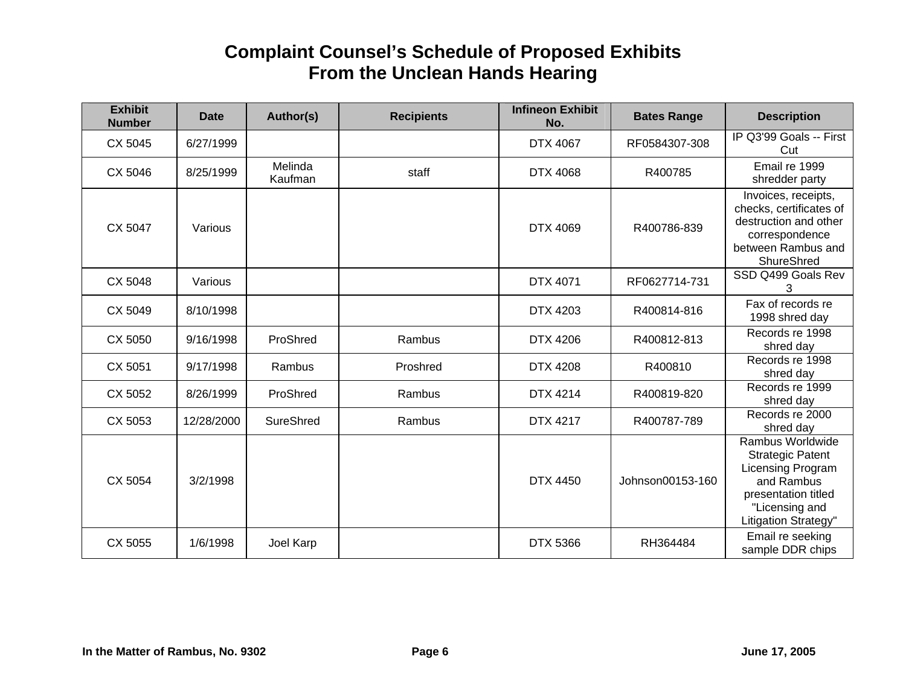# Complaint Counsel's Schedule of Proposed Exhibits
# From the Unclean Hands Hearing

| Exhibit Number | Date | Author(s) | Recipients | Infineon Exhibit No. | Bates Range | Description |
|---|---|---|---|---|---|---|
| CX 5045 | 6/27/1999 | | | DTX 4067 | RF0584307-308 | IP Q3'99 Goals -- First Cut |
| CX 5046 | 8/25/1999 | Melinda Kaufman | staff | DTX 4068 | R400785 | Email re 1999 shredder party |
| CX 5047 | Various | | | DTX 4069 | R400786-839 | Invoices, receipts, checks, certificates of destruction and other correspondence between Rambus and ShureShred |
| CX 5048 | Various | | | DTX 4071 | RF0627714-731 | SSD Q499 Goals Rev 3 |
| CX 5049 | 8/10/1998 | | | DTX 4203 | R400814-816 | Fax of records re 1998 shred day |
| CX 5050 | 9/16/1998 | ProShred | Rambus | DTX 4206 | R400812-813 | Records re 1998 shred day |
| CX 5051 | 9/17/1998 | Rambus | Proshred | DTX 4208 | R400810 | Records re 1998 shred day |
| CX 5052 | 8/26/1999 | ProShred | Rambus | DTX 4214 | R400819-820 | Records re 1999 shred day |
| CX 5053 | 12/28/2000 | SureShred | Rambus | DTX 4217 | R400787-789 | Records re 2000 shred day |
| CX 5054 | 3/2/1998 | | | DTX 4450 | Johnson00153-160 | Rambus Worldwide Strategic Patent Licensing Program and Rambus presentation titled "Licensing and Litigation Strategy" |
| CX 5055 | 1/6/1998 | Joel Karp | | DTX 5366 | RH364484 | Email re seeking sample DDR chips |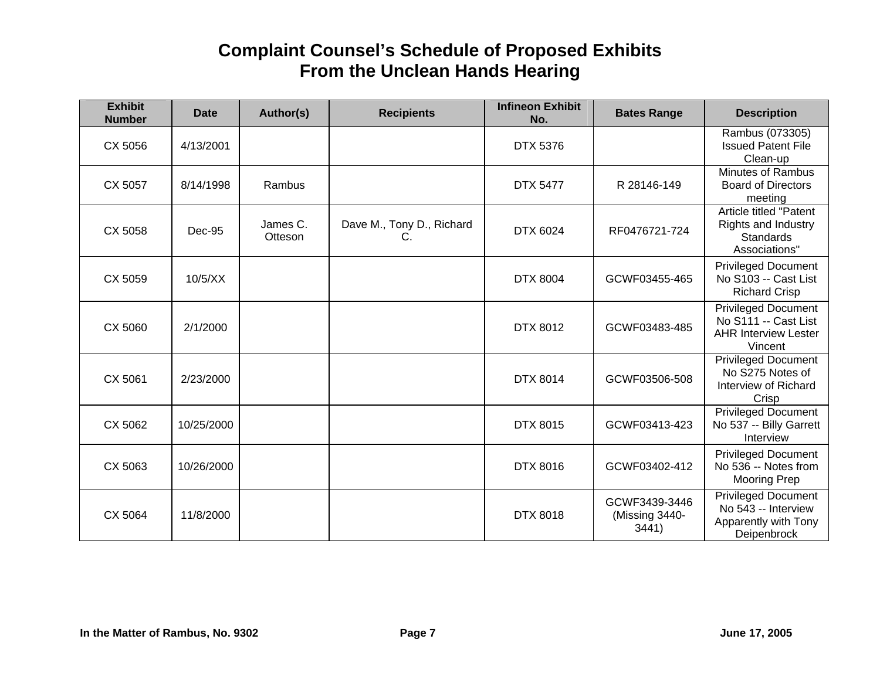# Complaint Counsel's Schedule of Proposed Exhibits From the Unclean Hands Hearing

| Exhibit Number | Date | Author(s) | Recipients | Infineon Exhibit No. | Bates Range | Description |
|---|---|---|---|---|---|---|
| CX 5056 | 4/13/2001 | | | DTX 5376 | | Rambus (073305) Issued Patent File Clean-up |
| CX 5057 | 8/14/1998 | Rambus | | DTX 5477 | R 28146-149 | Minutes of Rambus Board of Directors meeting |
| CX 5058 | Dec-95 | James C. Otteson | Dave M., Tony D., Richard C. | DTX 6024 | RF0476721-724 | Article titled "Patent Rights and Industry Standards Associations" |
| CX 5059 | 10/5/XX | | | DTX 8004 | GCWF03455-465 | Privileged Document No S103 -- Cast List Richard Crisp |
| CX 5060 | 2/1/2000 | | | DTX 8012 | GCWF03483-485 | Privileged Document No S111 -- Cast List AHR Interview Lester Vincent |
| CX 5061 | 2/23/2000 | | | DTX 8014 | GCWF03506-508 | Privileged Document No S275 Notes of Interview of Richard Crisp |
| CX 5062 | 10/25/2000 | | | DTX 8015 | GCWF03413-423 | Privileged Document No 537 -- Billy Garrett Interview |
| CX 5063 | 10/26/2000 | | | DTX 8016 | GCWF03402-412 | Privileged Document No 536 -- Notes from Mooring Prep |
| CX 5064 | 11/8/2000 | | | DTX 8018 | GCWF3439-3446 (Missing 3440-3441) | Privileged Document No 543 -- Interview Apparently with Tony Deipenbrock |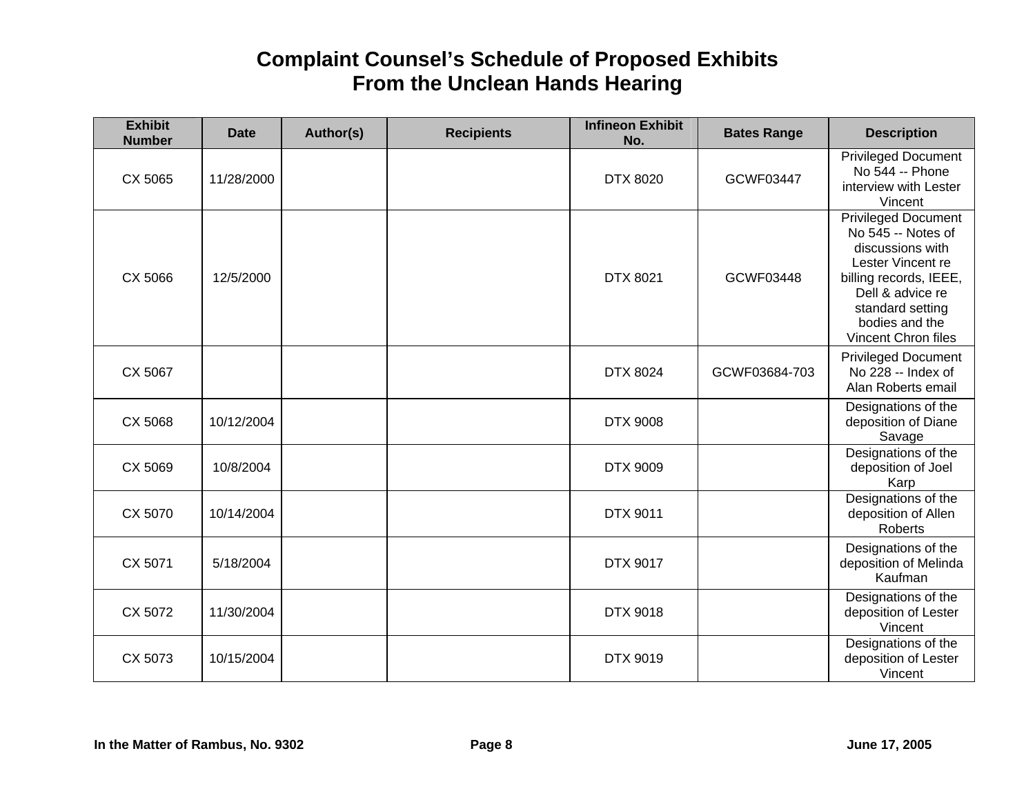# Complaint Counsel's Schedule of Proposed Exhibits From the Unclean Hands Hearing

| Exhibit Number | Date | Author(s) | Recipients | Infineon Exhibit No. | Bates Range | Description |
|---|---|---|---|---|---|---|
| CX 5065 | 11/28/2000 | | | DTX 8020 | GCWF03447 | Privileged Document No 544 -- Phone interview with Lester Vincent |
| CX 5066 | 12/5/2000 | | | DTX 8021 | GCWF03448 | Privileged Document No 545 -- Notes of discussions with Lester Vincent re billing records, IEEE, Dell & advice re standard setting bodies and the Vincent Chron files |
| CX 5067 | | | | DTX 8024 | GCWF03684-703 | Privileged Document No 228 -- Index of Alan Roberts email |
| CX 5068 | 10/12/2004 | | | DTX 9008 | | Designations of the deposition of Diane Savage |
| CX 5069 | 10/8/2004 | | | DTX 9009 | | Designations of the deposition of Joel Karp |
| CX 5070 | 10/14/2004 | | | DTX 9011 | | Designations of the deposition of Allen Roberts |
| CX 5071 | 5/18/2004 | | | DTX 9017 | | Designations of the deposition of Melinda Kaufman |
| CX 5072 | 11/30/2004 | | | DTX 9018 | | Designations of the deposition of Lester Vincent |
| CX 5073 | 10/15/2004 | | | DTX 9019 | | Designations of the deposition of Lester Vincent |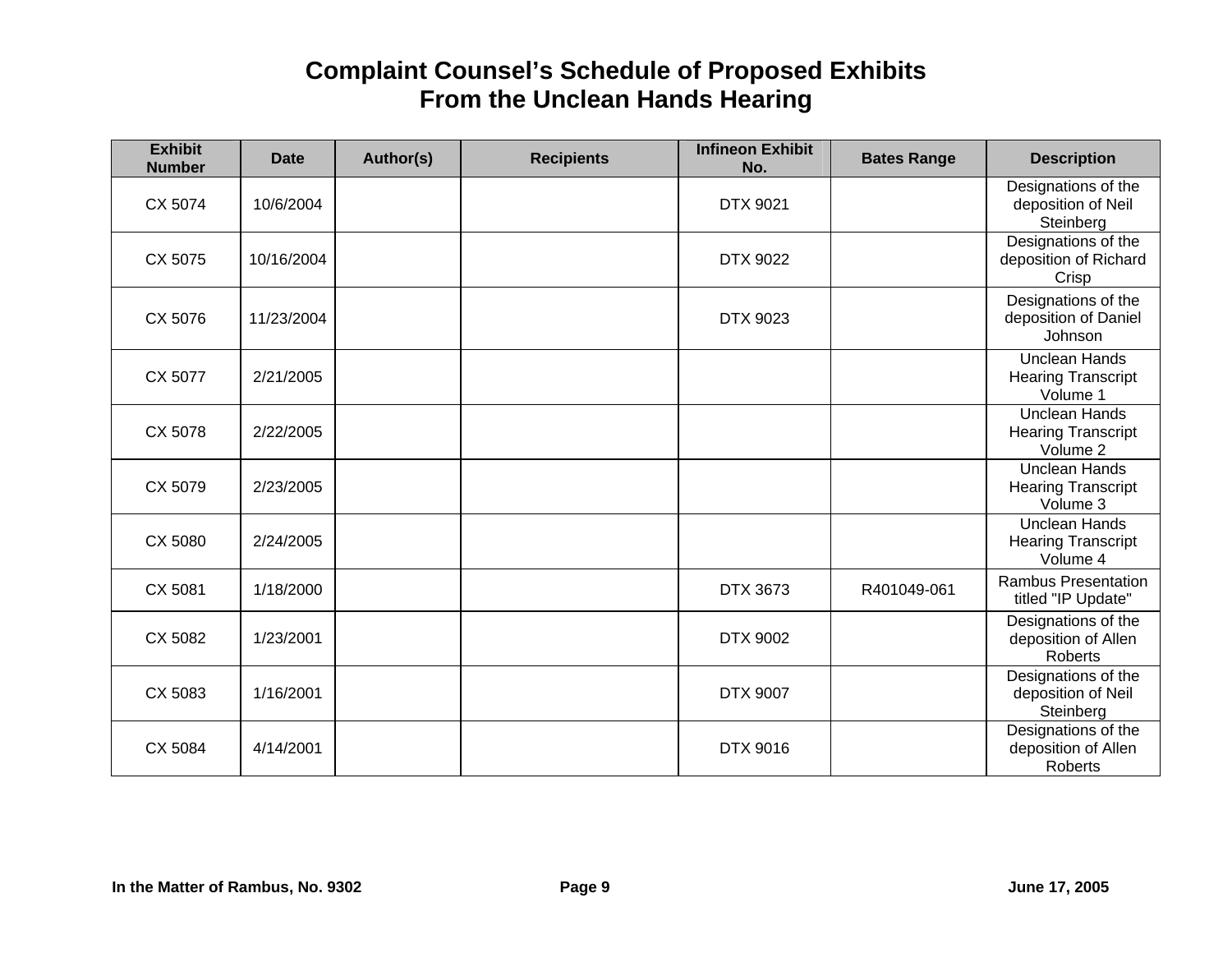# Complaint Counsel's Schedule of Proposed Exhibits From the Unclean Hands Hearing

| Exhibit Number | Date | Author(s) | Recipients | Infineon Exhibit No. | Bates Range | Description |
|---|---|---|---|---|---|---|
| CX 5074 | 10/6/2004 | | | DTX 9021 | | Designations of the deposition of Neil Steinberg |
| CX 5075 | 10/16/2004 | | | DTX 9022 | | Designations of the deposition of Richard Crisp |
| CX 5076 | 11/23/2004 | | | DTX 9023 | | Designations of the deposition of Daniel Johnson |
| CX 5077 | 2/21/2005 | | | | | Unclean Hands Hearing Transcript Volume 1 |
| CX 5078 | 2/22/2005 | | | | | Unclean Hands Hearing Transcript Volume 2 |
| CX 5079 | 2/23/2005 | | | | | Unclean Hands Hearing Transcript Volume 3 |
| CX 5080 | 2/24/2005 | | | | | Unclean Hands Hearing Transcript Volume 4 |
| CX 5081 | 1/18/2000 | | | DTX 3673 | R401049-061 | Rambus Presentation titled "IP Update" |
| CX 5082 | 1/23/2001 | | | DTX 9002 | | Designations of the deposition of Allen Roberts |
| CX 5083 | 1/16/2001 | | | DTX 9007 | | Designations of the deposition of Neil Steinberg |
| CX 5084 | 4/14/2001 | | | DTX 9016 | | Designations of the deposition of Allen Roberts |

In the Matter of Rambus, No. 9302 — June 17, 2005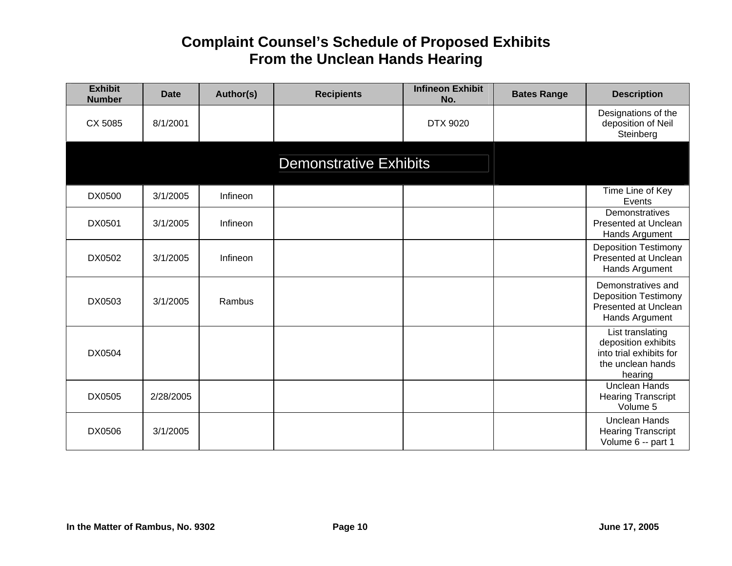# Complaint Counsel's Schedule of Proposed Exhibits From the Unclean Hands Hearing

| Exhibit Number | Date | Author(s) | Recipients | Infineon Exhibit No. | Bates Range | Description |
|---|---|---|---|---|---|---|
| CX 5085 | 8/1/2001 | | | DTX 9020 | | Designations of the deposition of Neil Steinberg |
| **Demonstrative Exhibits** | | | | | | |
| DX0500 | 3/1/2005 | Infineon | | | | Time Line of Key Events |
| DX0501 | 3/1/2005 | Infineon | | | | Demonstratives Presented at Unclean Hands Argument |
| DX0502 | 3/1/2005 | Infineon | | | | Deposition Testimony Presented at Unclean Hands Argument |
| DX0503 | 3/1/2005 | Rambus | | | | Demonstratives and Deposition Testimony Presented at Unclean Hands Argument |
| DX0504 | | | | | | List translating deposition exhibits into trial exhibits for the unclean hands hearing |
| DX0505 | 2/28/2005 | | | | | Unclean Hands Hearing Transcript Volume 5 |
| DX0506 | 3/1/2005 | | | | | Unclean Hands Hearing Transcript Volume 6 -- part 1 |

In the Matter of Rambus, No. 9302 — June 17, 2005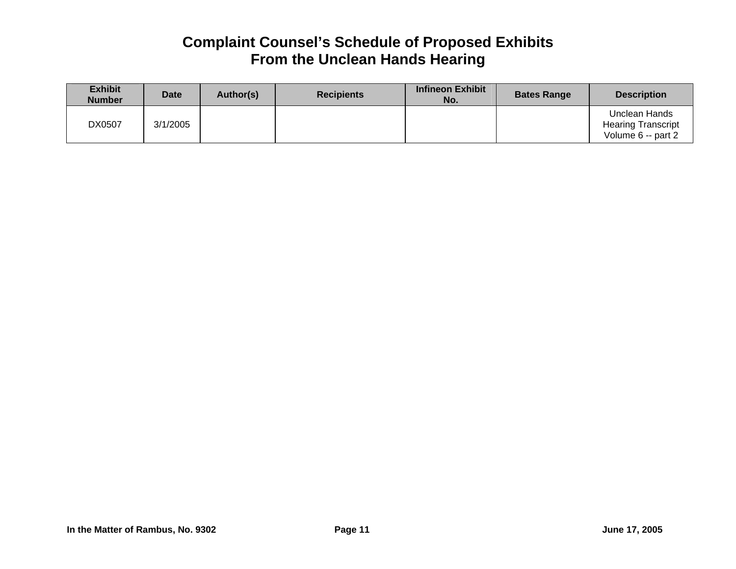# Complaint Counsel's Schedule of Proposed Exhibits
# From the Unclean Hands Hearing

| Exhibit Number | Date | Author(s) | Recipients | Infineon Exhibit No. | Bates Range | Description |
|---|---|---|---|---|---|---|
| DX0507 | 3/1/2005 | | | | | Unclean Hands Hearing Transcript Volume 6 -- part 2 |